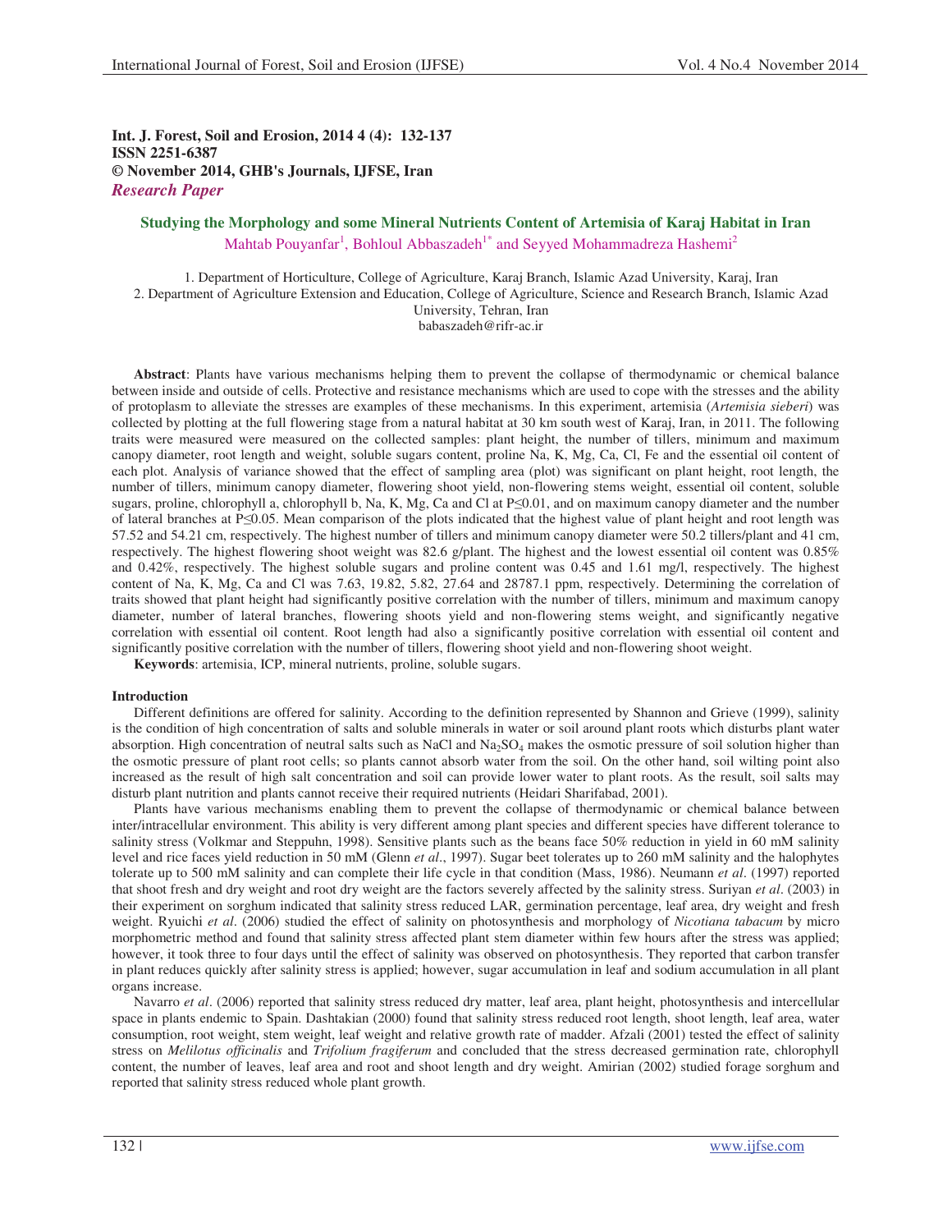**Int. J. Forest, Soil and Erosion, 2014 4 (4): 132-137**
**ISSN 2251-6387**
**© November 2014, GHB's Journals, IJFSE, Iran**
***Research Paper***

## Studying the Morphology and some Mineral Nutrients Content of Artemisia of Karaj Habitat in Iran

Mahtab Pouyanfar[1], Bohloul Abbaszadeh[1*] and Seyyed Mohammadreza Hashemi[2]

1. Department of Horticulture, College of Agriculture, Karaj Branch, Islamic Azad University, Karaj, Iran
2. Department of Agriculture Extension and Education, College of Agriculture, Science and Research Branch, Islamic Azad University, Tehran, Iran

babaszadeh@rifr-ac.ir

**Abstract**: Plants have various mechanisms helping them to prevent the collapse of thermodynamic or chemical balance between inside and outside of cells. Protective and resistance mechanisms which are used to cope with the stresses and the ability of protoplasm to alleviate the stresses are examples of these mechanisms. In this experiment, artemisia (*Artemisia sieberi*) was collected by plotting at the full flowering stage from a natural habitat at 30 km south west of Karaj, Iran, in 2011. The following traits were measured were measured on the collected samples: plant height, the number of tillers, minimum and maximum canopy diameter, root length and weight, soluble sugars content, proline Na, K, Mg, Ca, Cl, Fe and the essential oil content of each plot. Analysis of variance showed that the effect of sampling area (plot) was significant on plant height, root length, the number of tillers, minimum canopy diameter, flowering shoot yield, non-flowering stems weight, essential oil content, soluble sugars, proline, chlorophyll a, chlorophyll b, Na, K, Mg, Ca and Cl at $P \leq 0.01$, and on maximum canopy diameter and the number of lateral branches at $P \leq 0.05$. Mean comparison of the plots indicated that the highest value of plant height and root length was 57.52 and 54.21 cm, respectively. The highest number of tillers and minimum canopy diameter were 50.2 tillers/plant and 41 cm, respectively. The highest flowering shoot weight was 82.6 g/plant. The highest and the lowest essential oil content was 0.85% and 0.42%, respectively. The highest soluble sugars and proline content was 0.45 and 1.61 mg/l, respectively. The highest content of Na, K, Mg, Ca and Cl was 7.63, 19.82, 5.82, 27.64 and 28787.1 ppm, respectively. Determining the correlation of traits showed that plant height had significantly positive correlation with the number of tillers, minimum and maximum canopy diameter, number of lateral branches, flowering shoots yield and non-flowering stems weight, and significantly negative correlation with essential oil content. Root length had also a significantly positive correlation with essential oil content and significantly positive correlation with the number of tillers, flowering shoot yield and non-flowering shoot weight.

**Keywords**: artemisia, ICP, mineral nutrients, proline, soluble sugars.

### Introduction

Different definitions are offered for salinity. According to the definition represented by Shannon and Grieve (1999), salinity is the condition of high concentration of salts and soluble minerals in water or soil around plant roots which disturbs plant water absorption. High concentration of neutral salts such as NaCl and $Na_2SO_4$ makes the osmotic pressure of soil solution higher than the osmotic pressure of plant root cells; so plants cannot absorb water from the soil. On the other hand, soil wilting point also increased as the result of high salt concentration and soil can provide lower water to plant roots. As the result, soil salts may disturb plant nutrition and plants cannot receive their required nutrients (Heidari Sharifabad, 2001).

Plants have various mechanisms enabling them to prevent the collapse of thermodynamic or chemical balance between inter/intracellular environment. This ability is very different among plant species and different species have different tolerance to salinity stress (Volkmar and Steppuhn, 1998). Sensitive plants such as the beans face 50% reduction in yield in 60 mM salinity level and rice faces yield reduction in 50 mM (Glenn *et al*., 1997). Sugar beet tolerates up to 260 mM salinity and the halophytes tolerate up to 500 mM salinity and can complete their life cycle in that condition (Mass, 1986). Neumann *et al*. (1997) reported that shoot fresh and dry weight and root dry weight are the factors severely affected by the salinity stress. Suriyan *et al*. (2003) in their experiment on sorghum indicated that salinity stress reduced LAR, germination percentage, leaf area, dry weight and fresh weight. Ryuichi *et al*. (2006) studied the effect of salinity on photosynthesis and morphology of *Nicotiana tabacum* by micro morphometric method and found that salinity stress affected plant stem diameter within few hours after the stress was applied; however, it took three to four days until the effect of salinity was observed on photosynthesis. They reported that carbon transfer in plant reduces quickly after salinity stress is applied; however, sugar accumulation in leaf and sodium accumulation in all plant organs increase.

Navarro *et al*. (2006) reported that salinity stress reduced dry matter, leaf area, plant height, photosynthesis and intercellular space in plants endemic to Spain. Dashtakian (2000) found that salinity stress reduced root length, shoot length, leaf area, water consumption, root weight, stem weight, leaf weight and relative growth rate of madder. Afzali (2001) tested the effect of salinity stress on *Melilotus officinalis* and *Trifolium fragiferum* and concluded that the stress decreased germination rate, chlorophyll content, the number of leaves, leaf area and root and shoot length and dry weight. Amirian (2002) studied forage sorghum and reported that salinity stress reduced whole plant growth.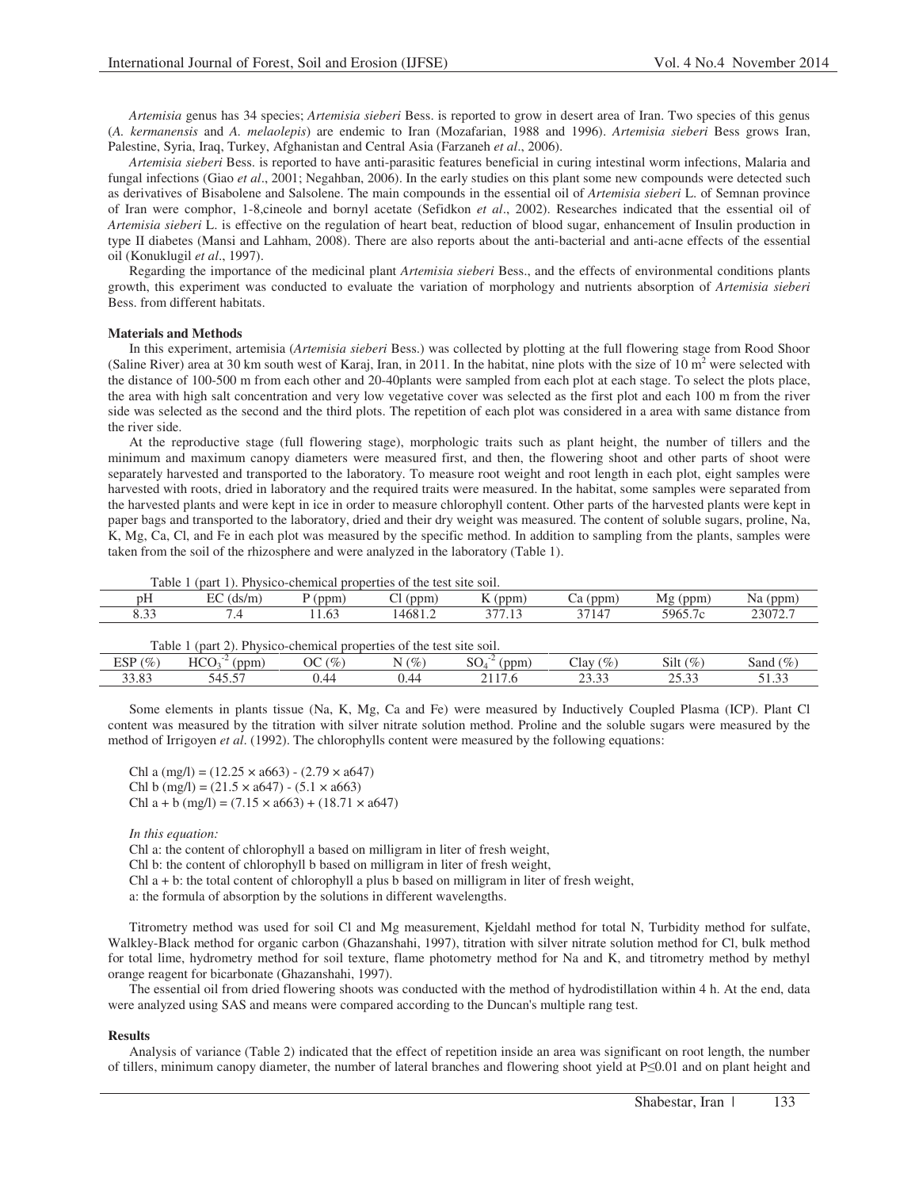*Artemisia* genus has 34 species; *Artemisia sieberi* Bess. is reported to grow in desert area of Iran. Two species of this genus (*A. kermanensis* and *A. melaolepis*) are endemic to Iran (Mozafarian, 1988 and 1996). *Artemisia sieberi* Bess grows Iran, Palestine, Syria, Iraq, Turkey, Afghanistan and Central Asia (Farzaneh *et al*., 2006).

*Artemisia sieberi* Bess. is reported to have anti-parasitic features beneficial in curing intestinal worm infections, Malaria and fungal infections (Giao *et al*., 2001; Negahban, 2006). In the early studies on this plant some new compounds were detected such as derivatives of Bisabolene and Salsolene. The main compounds in the essential oil of *Artemisia sieberi* L. of Semnan province of Iran were comphor, 1-8,cineole and bornyl acetate (Sefidkon *et al*., 2002). Researches indicated that the essential oil of *Artemisia sieberi* L. is effective on the regulation of heart beat, reduction of blood sugar, enhancement of Insulin production in type II diabetes (Mansi and Lahham, 2008). There are also reports about the anti-bacterial and anti-acne effects of the essential oil (Konuklugil *et al*., 1997).

Regarding the importance of the medicinal plant *Artemisia sieberi* Bess., and the effects of environmental conditions plants growth, this experiment was conducted to evaluate the variation of morphology and nutrients absorption of *Artemisia sieberi* Bess. from different habitats.

**Materials and Methods**

In this experiment, artemisia (*Artemisia sieberi* Bess.) was collected by plotting at the full flowering stage from Rood Shoor (Saline River) area at 30 km south west of Karaj, Iran, in 2011. In the habitat, nine plots with the size of 10 $m^2$ were selected with the distance of 100-500 m from each other and 20-40plants were sampled from each plot at each stage. To select the plots place, the area with high salt concentration and very low vegetative cover was selected as the first plot and each 100 m from the river side was selected as the second and the third plots. The repetition of each plot was considered in a area with same distance from the river side.

At the reproductive stage (full flowering stage), morphologic traits such as plant height, the number of tillers and the minimum and maximum canopy diameters were measured first, and then, the flowering shoot and other parts of shoot were separately harvested and transported to the laboratory. To measure root weight and root length in each plot, eight samples were harvested with roots, dried in laboratory and the required traits were measured. In the habitat, some samples were separated from the harvested plants and were kept in ice in order to measure chlorophyll content. Other parts of the harvested plants were kept in paper bags and transported to the laboratory, dried and their dry weight was measured. The content of soluble sugars, proline, Na, K, Mg, Ca, Cl, and Fe in each plot was measured by the specific method. In addition to sampling from the plants, samples were taken from the soil of the rhizosphere and were analyzed in the laboratory (Table 1).

Table 1 (part 1). Physico-chemical properties of the test site soil.

| pH | EC (ds/m) | P (ppm) | Cl (ppm) | K (ppm) | Ca (ppm) | Mg (ppm) | Na (ppm) |
|---|---|---|---|---|---|---|---|
| 8.33 | 7.4 | 11.63 | 14681.2 | 377.13 | 37147 | 5965.7c | 23072.7 |

Table 1 (part 2). Physico-chemical properties of the test site soil.

| ESP (%) | $HCO_3^{-2}$ (ppm) | OC (%) | N (%) | $SO_4^{-2}$ (ppm) | Clay (%) | Silt (%) | Sand (%) |
|---|---|---|---|---|---|---|---|
| 33.83 | 545.57 | 0.44 | 0.44 | 2117.6 | 23.33 | 25.33 | 51.33 |

Some elements in plants tissue (Na, K, Mg, Ca and Fe) were measured by Inductively Coupled Plasma (ICP). Plant Cl content was measured by the titration with silver nitrate solution method. Proline and the soluble sugars were measured by the method of Irrigoyen *et al*. (1992). The chlorophylls content were measured by the following equations:

$$\text{Chl a (mg/l)} = (12.25 \times a663) - (2.79 \times a647)$$

$$\text{Chl b (mg/l)} = (21.5 \times a647) - (5.1 \times a663)$$

$$\text{Chl a + b (mg/l)} = (7.15 \times a663) + (18.71 \times a647)$$

*In this equation:*

Chl a: the content of chlorophyll a based on milligram in liter of fresh weight,
Chl b: the content of chlorophyll b based on milligram in liter of fresh weight,
Chl a + b: the total content of chlorophyll a plus b based on milligram in liter of fresh weight,
a: the formula of absorption by the solutions in different wavelengths.

Titrometry method was used for soil Cl and Mg measurement, Kjeldahl method for total N, Turbidity method for sulfate, Walkley-Black method for organic carbon (Ghazanshahi, 1997), titration with silver nitrate solution method for Cl, bulk method for total lime, hydrometry method for soil texture, flame photometry method for Na and K, and titrometry method by methyl orange reagent for bicarbonate (Ghazanshahi, 1997).

The essential oil from dried flowering shoots was conducted with the method of hydrodistillation within 4 h. At the end, data were analyzed using SAS and means were compared according to the Duncan's multiple rang test.

**Results**

Analysis of variance (Table 2) indicated that the effect of repetition inside an area was significant on root length, the number of tillers, minimum canopy diameter, the number of lateral branches and flowering shoot yield at $P \leq 0.01$ and on plant height and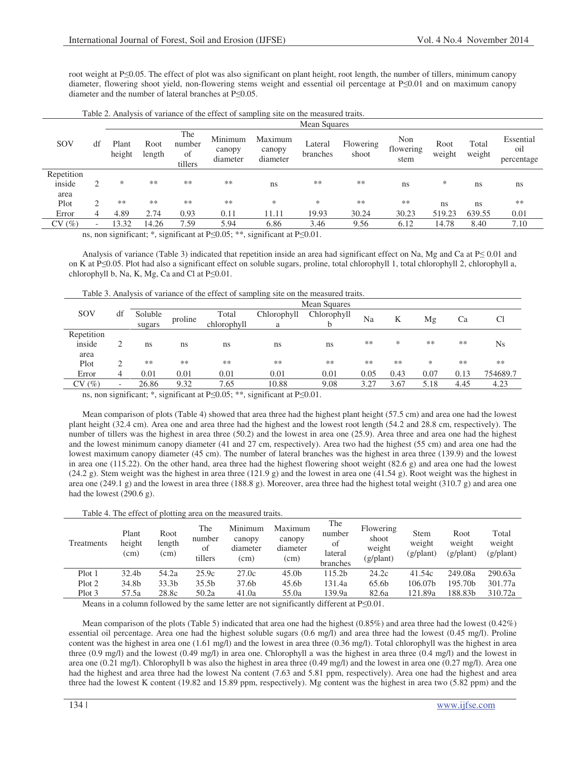root weight at P≤0.05. The effect of plot was also significant on plant height, root length, the number of tillers, minimum canopy diameter, flowering shoot yield, non-flowering stems weight and essential oil percentage at P≤0.01 and on maximum canopy diameter and the number of lateral branches at P≤0.05.

Table 2. Analysis of variance of the effect of sampling site on the measured traits.

| SOV | df | Mean Squares | | | | | | | | | | |
|---|---|---|---|---|---|---|---|---|---|---|---|---|
| | | Plant height | Root length | The number of tillers | Minimum canopy diameter | Maximum canopy diameter | Lateral branches | Flowering shoot | Non flowering stem | Root weight | Total weight | Essential oil percentage |
| Repetition inside area | 2 | * | ** | ** | ** | ns | ** | ** | ns | * | ns | ns |
| Plot | 2 | ** | ** | ** | ** | * | * | ** | ** | ns | ns | ** |
| Error | 4 | 4.89 | 2.74 | 0.93 | 0.11 | 11.11 | 19.93 | 30.24 | 30.23 | 519.23 | 639.55 | 0.01 |
| CV (%) | - | 13.32 | 14.26 | 7.59 | 5.94 | 6.86 | 3.46 | 9.56 | 6.12 | 14.78 | 8.40 | 7.10 |

ns, non significant; *, significant at P≤0.05; **, significant at P≤0.01.

Analysis of variance (Table 3) indicated that repetition inside an area had significant effect on Na, Mg and Ca at P≤ 0.01 and on K at P≤0.05. Plot had also a significant effect on soluble sugars, proline, total chlorophyll 1, total chlorophyll 2, chlorophyll a, chlorophyll b, Na, K, Mg, Ca and Cl at P≤0.01.

Table 3. Analysis of variance of the effect of sampling site on the measured traits.

| SOV | df | Mean Squares | | | | | | | | | |
|---|---|---|---|---|---|---|---|---|---|---|---|
| | | Soluble sugars | proline | Total chlorophyll | Chlorophyll a | Chlorophyll b | Na | K | Mg | Ca | Cl |
| Repetition inside area | 2 | ns | ns | ns | ns | ns | ** | * | ** | ** | Ns |
| Plot | 2 | ** | ** | ** | ** | ** | ** | ** | * | ** | ** |
| Error | 4 | 0.01 | 0.01 | 0.01 | 0.01 | 0.01 | 0.05 | 0.43 | 0.07 | 0.13 | 754689.7 |
| CV (%) | - | 26.86 | 9.32 | 7.65 | 10.88 | 9.08 | 3.27 | 3.67 | 5.18 | 4.45 | 4.23 |

ns, non significant; *, significant at P≤0.05; **, significant at P≤0.01.

Mean comparison of plots (Table 4) showed that area three had the highest plant height (57.5 cm) and area one had the lowest plant height (32.4 cm). Area one and area three had the highest and the lowest root length (54.2 and 28.8 cm, respectively). The number of tillers was the highest in area three (50.2) and the lowest in area one (25.9). Area three and area one had the highest and the lowest minimum canopy diameter (41 and 27 cm, respectively). Area two had the highest (55 cm) and area one had the lowest maximum canopy diameter (45 cm). The number of lateral branches was the highest in area three (139.9) and the lowest in area one (115.22). On the other hand, area three had the highest flowering shoot weight (82.6 g) and area one had the lowest (24.2 g). Stem weight was the highest in area three (121.9 g) and the lowest in area one (41.54 g). Root weight was the highest in area one (249.1 g) and the lowest in area three (188.8 g). Moreover, area three had the highest total weight (310.7 g) and area one had the lowest (290.6 g).

Table 4. The effect of plotting area on the measured traits.

| Treatments | Plant height (cm) | Root length (cm) | The number of tillers | Minimum canopy diameter (cm) | Maximum canopy diameter (cm) | The number of lateral branches | Flowering shoot weight (g/plant) | Stem weight (g/plant) | Root weight (g/plant) | Total weight (g/plant) |
|---|---|---|---|---|---|---|---|---|---|---|
| Plot 1 | 32.4b | 54.2a | 25.9c | 27.0c | 45.0b | 115.2b | 24.2c | 41.54c | 249.08a | 290.63a |
| Plot 2 | 34.8b | 33.3b | 35.5b | 37.6b | 45.6b | 131.4a | 65.6b | 106.07b | 195.70b | 301.77a |
| Plot 3 | 57.5a | 28.8c | 50.2a | 41.0a | 55.0a | 139.9a | 82.6a | 121.89a | 188.83b | 310.72a |

Means in a column followed by the same letter are not significantly different at P≤0.01.

Mean comparison of the plots (Table 5) indicated that area one had the highest (0.85%) and area three had the lowest (0.42%) essential oil percentage. Area one had the highest soluble sugars (0.6 mg/l) and area three had the lowest (0.45 mg/l). Proline content was the highest in area one (1.61 mg/l) and the lowest in area three (0.36 mg/l). Total chlorophyll was the highest in area three (0.9 mg/l) and the lowest (0.49 mg/l) in area one. Chlorophyll a was the highest in area three (0.4 mg/l) and the lowest in area one (0.21 mg/l). Chlorophyll b was also the highest in area three (0.49 mg/l) and the lowest in area one (0.27 mg/l). Area one had the highest and area three had the lowest Na content (7.63 and 5.81 ppm, respectively). Area one had the highest and area three had the lowest K content (19.82 and 15.89 ppm, respectively). Mg content was the highest in area two (5.82 ppm) and the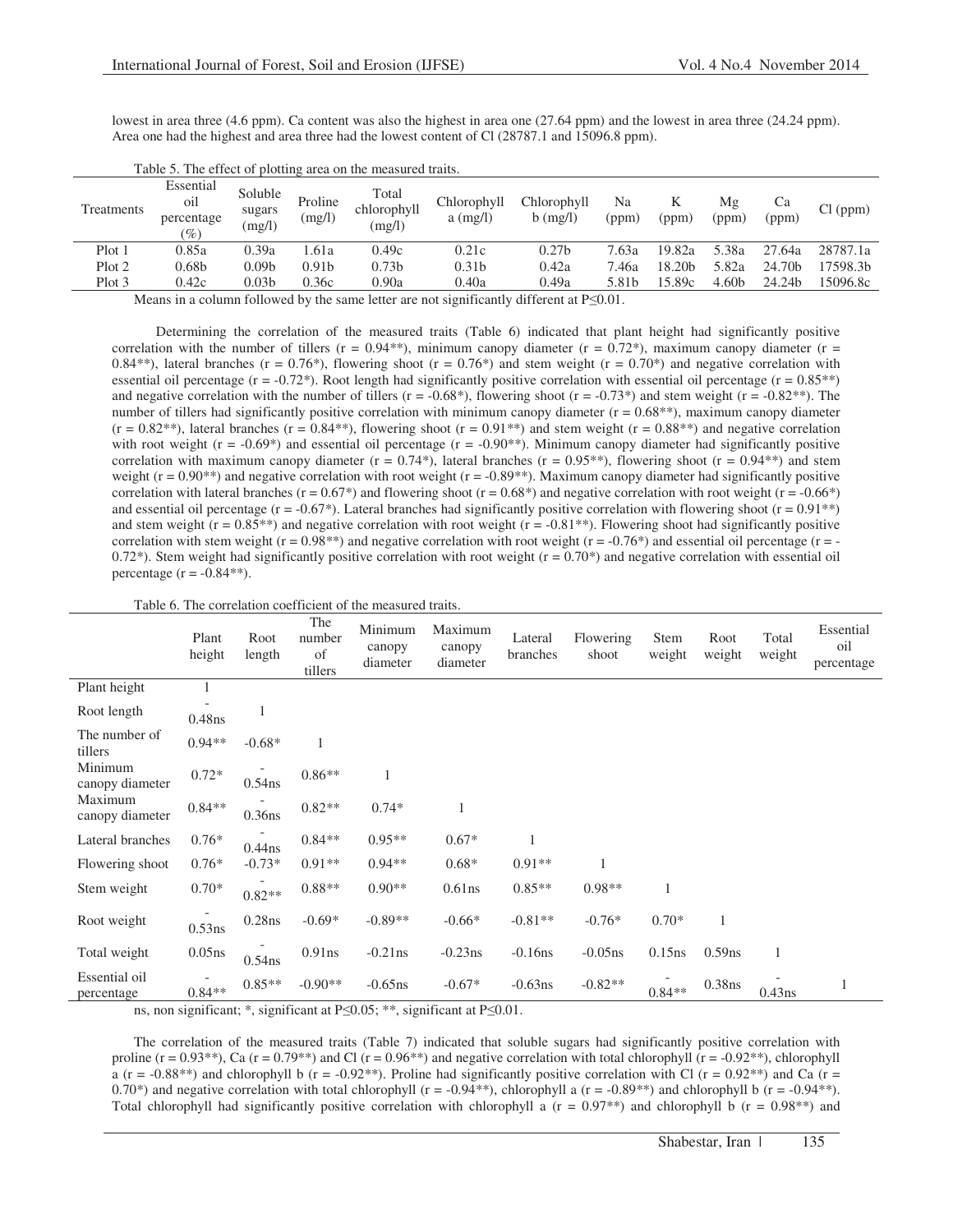lowest in area three (4.6 ppm). Ca content was also the highest in area one (27.64 ppm) and the lowest in area three (24.24 ppm). Area one had the highest and area three had the lowest content of Cl (28787.1 and 15096.8 ppm).

Table 5. The effect of plotting area on the measured traits.

| Treatments | Essential oil percentage (%) | Soluble sugars (mg/l) | Proline (mg/l) | Total chlorophyll (mg/l) | Chlorophyll a (mg/l) | Chlorophyll b (mg/l) | Na (ppm) | K (ppm) | Mg (ppm) | Ca (ppm) | Cl (ppm) |
|---|---|---|---|---|---|---|---|---|---|---|---|
| Plot 1 | 0.85a | 0.39a | 1.61a | 0.49c | 0.21c | 0.27b | 7.63a | 19.82a | 5.38a | 27.64a | 28787.1a |
| Plot 2 | 0.68b | 0.09b | 0.91b | 0.73b | 0.31b | 0.42a | 7.46a | 18.20b | 5.82a | 24.70b | 17598.3b |
| Plot 3 | 0.42c | 0.03b | 0.36c | 0.90a | 0.40a | 0.49a | 5.81b | 15.89c | 4.60b | 24.24b | 15096.8c |

Means in a column followed by the same letter are not significantly different at P≤0.01.

Determining the correlation of the measured traits (Table 6) indicated that plant height had significantly positive correlation with the number of tillers (r = 0.94**), minimum canopy diameter (r = 0.72*), maximum canopy diameter (r = 0.84**), lateral branches (r = 0.76*), flowering shoot (r = 0.76*) and stem weight (r = 0.70*) and negative correlation with essential oil percentage (r = -0.72*). Root length had significantly positive correlation with essential oil percentage (r = 0.85**) and negative correlation with the number of tillers (r = -0.68*), flowering shoot (r = -0.73*) and stem weight (r = -0.82**). The number of tillers had significantly positive correlation with minimum canopy diameter (r = 0.68**), maximum canopy diameter (r = 0.82**), lateral branches (r = 0.84**), flowering shoot (r = 0.91**) and stem weight (r = 0.88**) and negative correlation with root weight (r = -0.69*) and essential oil percentage (r = -0.90**). Minimum canopy diameter had significantly positive correlation with maximum canopy diameter (r = 0.74*), lateral branches (r = 0.95**), flowering shoot (r = 0.94**) and stem weight (r = 0.90**) and negative correlation with root weight (r = -0.89**). Maximum canopy diameter had significantly positive correlation with lateral branches (r = 0.67*) and flowering shoot (r = 0.68*) and negative correlation with root weight (r = -0.66*) and essential oil percentage (r = -0.67*). Lateral branches had significantly positive correlation with flowering shoot (r = 0.91**) and stem weight (r = 0.85**) and negative correlation with root weight (r = -0.81**). Flowering shoot had significantly positive correlation with stem weight (r = 0.98**) and negative correlation with root weight (r = -0.76*) and essential oil percentage (r = -0.72*). Stem weight had significantly positive correlation with root weight (r = 0.70*) and negative correlation with essential oil percentage (r = -0.84**).

Table 6. The correlation coefficient of the measured traits.

| | Plant height | Root length | The number of tillers | Minimum canopy diameter | Maximum canopy diameter | Lateral branches | Flowering shoot | Stem weight | Root weight | Total weight | Essential oil percentage |
|---|---|---|---|---|---|---|---|---|---|---|---|
| Plant height | 1 | | | | | | | | | | |
| Root length | -0.48ns | 1 | | | | | | | | | |
| The number of tillers | 0.94** | -0.68* | 1 | | | | | | | | |
| Minimum canopy diameter | 0.72* | -0.54ns | 0.86** | 1 | | | | | | | |
| Maximum canopy diameter | 0.84** | -0.36ns | 0.82** | 0.74* | 1 | | | | | | |
| Lateral branches | 0.76* | -0.44ns | 0.84** | 0.95** | 0.67* | 1 | | | | | |
| Flowering shoot | 0.76* | -0.73* | 0.91** | 0.94** | 0.68* | 0.91** | 1 | | | | |
| Stem weight | 0.70* | -0.82** | 0.88** | 0.90** | 0.61ns | 0.85** | 0.98** | 1 | | | |
| Root weight | -0.53ns | 0.28ns | -0.69* | -0.89** | -0.66* | -0.81** | -0.76* | 0.70* | 1 | | |
| Total weight | 0.05ns | -0.54ns | 0.91ns | -0.21ns | -0.23ns | -0.16ns | -0.05ns | 0.15ns | 0.59ns | 1 | |
| Essential oil percentage | -0.84** | 0.85** | -0.90** | -0.65ns | -0.67* | -0.63ns | -0.82** | -0.84** | 0.38ns | -0.43ns | 1 |

ns, non significant; *, significant at P≤0.05; **, significant at P≤0.01.

The correlation of the measured traits (Table 7) indicated that soluble sugars had significantly positive correlation with proline (r = 0.93**), Ca (r = 0.79**) and Cl (r = 0.96**) and negative correlation with total chlorophyll (r = -0.92**), chlorophyll a (r = -0.88**) and chlorophyll b (r = -0.92**). Proline had significantly positive correlation with Cl (r = 0.92**) and Ca (r = 0.70*) and negative correlation with total chlorophyll (r = -0.94**), chlorophyll a (r = -0.89**) and chlorophyll b (r = -0.94**). Total chlorophyll had significantly positive correlation with chlorophyll a (r = 0.97**) and chlorophyll b (r = 0.98**) and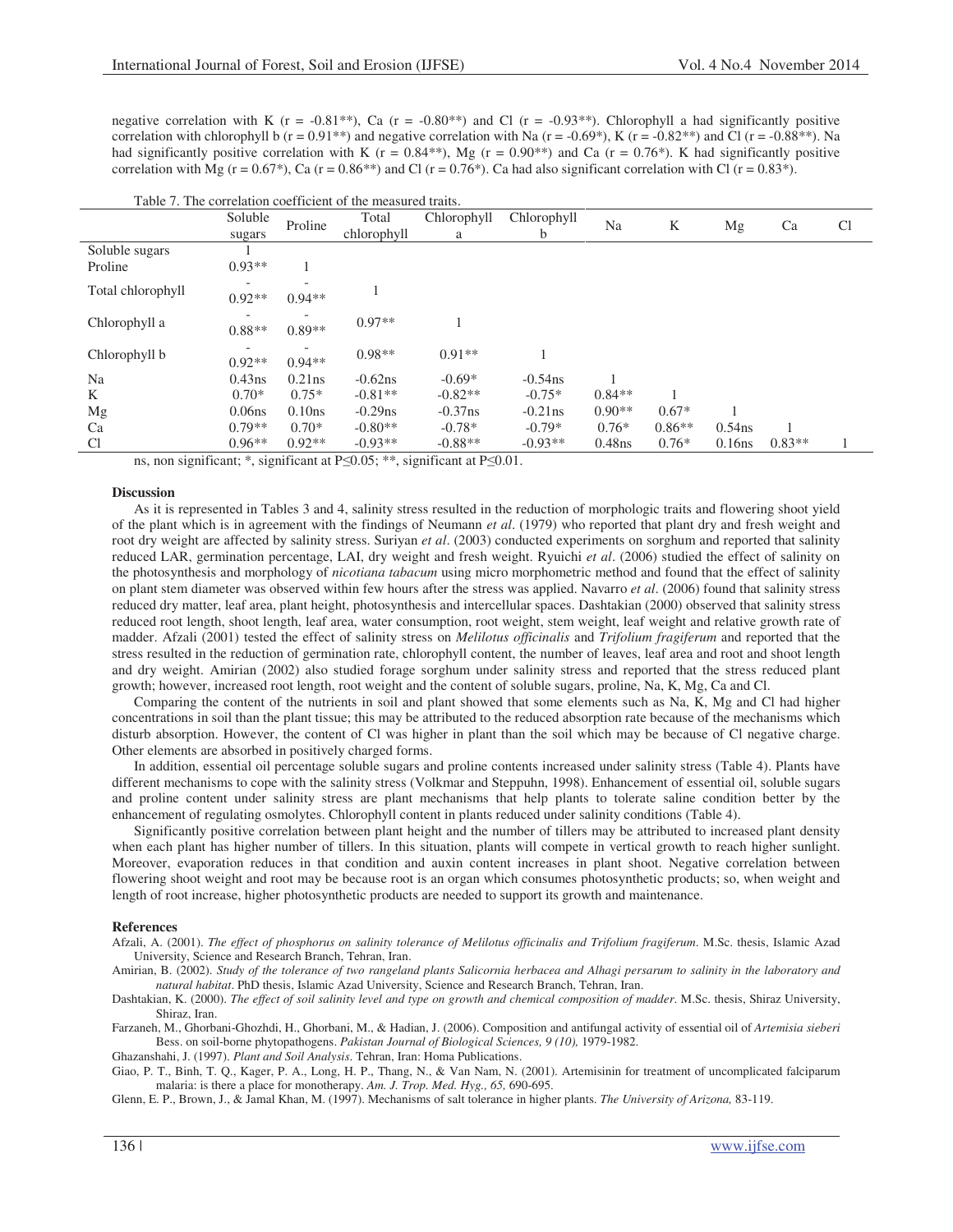negative correlation with K (r = -0.81**), Ca (r = -0.80**) and Cl (r = -0.93**). Chlorophyll a had significantly positive correlation with chlorophyll b (r = 0.91**) and negative correlation with Na (r = -0.69*), K (r = -0.82**) and Cl (r = -0.88**). Na had significantly positive correlation with K (r = 0.84**), Mg (r = 0.90**) and Ca (r = 0.76*). K had significantly positive correlation with Mg (r = 0.67*), Ca (r = 0.86**) and Cl (r = 0.76*). Ca had also significant correlation with Cl (r = 0.83*).

Table 7. The correlation coefficient of the measured traits.

| | Soluble sugars | Proline | Total chlorophyll | Chlorophyll a | Chlorophyll b | Na | K | Mg | Ca | Cl |
|---|---|---|---|---|---|---|---|---|---|---|
| Soluble sugars | 1 | | | | | | | | | |
| Proline | 0.93** | 1 | | | | | | | | |
| Total chlorophyll | -0.92** | -0.94** | 1 | | | | | | | |
| Chlorophyll a | -0.88** | -0.89** | 0.97** | 1 | | | | | | |
| Chlorophyll b | -0.92** | -0.94** | 0.98** | 0.91** | 1 | | | | | |
| Na | 0.43ns | 0.21ns | -0.62ns | -0.69* | -0.54ns | 1 | | | | |
| K | 0.70* | 0.75* | -0.81** | -0.82** | -0.75* | 0.84** | 1 | | | |
| Mg | 0.06ns | 0.10ns | -0.29ns | -0.37ns | -0.21ns | 0.90** | 0.67* | 1 | | |
| Ca | 0.79** | 0.70* | -0.80** | -0.78* | -0.79* | 0.76* | 0.86** | 0.54ns | 1 | |
| Cl | 0.96** | 0.92** | -0.93** | -0.88** | -0.93** | 0.48ns | 0.76* | 0.16ns | 0.83** | 1 |

ns, non significant; *, significant at P≤0.05; **, significant at P≤0.01.

### Discussion

As it is represented in Tables 3 and 4, salinity stress resulted in the reduction of morphologic traits and flowering shoot yield of the plant which is in agreement with the findings of Neumann *et al*. (1979) who reported that plant dry and fresh weight and root dry weight are affected by salinity stress. Suriyan *et al*. (2003) conducted experiments on sorghum and reported that salinity reduced LAR, germination percentage, LAI, dry weight and fresh weight. Ryuichi *et al*. (2006) studied the effect of salinity on the photosynthesis and morphology of *nicotiana tabacum* using micro morphometric method and found that the effect of salinity on plant stem diameter was observed within few hours after the stress was applied. Navarro *et al*. (2006) found that salinity stress reduced dry matter, leaf area, plant height, photosynthesis and intercellular spaces. Dashtakian (2000) observed that salinity stress reduced root length, shoot length, leaf area, water consumption, root weight, stem weight, leaf weight and relative growth rate of madder. Afzali (2001) tested the effect of salinity stress on *Melilotus officinalis* and *Trifolium fragiferum* and reported that the stress resulted in the reduction of germination rate, chlorophyll content, the number of leaves, leaf area and root and shoot length and dry weight. Amirian (2002) also studied forage sorghum under salinity stress and reported that the stress reduced plant growth; however, increased root length, root weight and the content of soluble sugars, proline, Na, K, Mg, Ca and Cl.

Comparing the content of the nutrients in soil and plant showed that some elements such as Na, K, Mg and Cl had higher concentrations in soil than the plant tissue; this may be attributed to the reduced absorption rate because of the mechanisms which disturb absorption. However, the content of Cl was higher in plant than the soil which may be because of Cl negative charge. Other elements are absorbed in positively charged forms.

In addition, essential oil percentage soluble sugars and proline contents increased under salinity stress (Table 4). Plants have different mechanisms to cope with the salinity stress (Volkmar and Steppuhn, 1998). Enhancement of essential oil, soluble sugars and proline content under salinity stress are plant mechanisms that help plants to tolerate saline condition better by the enhancement of regulating osmolytes. Chlorophyll content in plants reduced under salinity conditions (Table 4).

Significantly positive correlation between plant height and the number of tillers may be attributed to increased plant density when each plant has higher number of tillers. In this situation, plants will compete in vertical growth to reach higher sunlight. Moreover, evaporation reduces in that condition and auxin content increases in plant shoot. Negative correlation between flowering shoot weight and root may be because root is an organ which consumes photosynthetic products; so, when weight and length of root increase, higher photosynthetic products are needed to support its growth and maintenance.

### References

Afzali, A. (2001). *The effect of phosphorus on salinity tolerance of Melilotus officinalis and Trifolium fragiferum*. M.Sc. thesis, Islamic Azad University, Science and Research Branch, Tehran, Iran.

Amirian, B. (2002). *Study of the tolerance of two rangeland plants Salicornia herbacea and Alhagi persarum to salinity in the laboratory and natural habitat*. PhD thesis, Islamic Azad University, Science and Research Branch, Tehran, Iran.

Dashtakian, K. (2000). *The effect of soil salinity level and type on growth and chemical composition of madder*. M.Sc. thesis, Shiraz University, Shiraz, Iran.

Farzaneh, M., Ghorbani-Ghozhdi, H., Ghorbani, M., & Hadian, J. (2006). Composition and antifungal activity of essential oil of *Artemisia sieberi* Bess. on soil-borne phytopathogens. *Pakistan Journal of Biological Sciences, 9 (10),* 1979-1982.

Ghazanshahi, J. (1997). *Plant and Soil Analysis*. Tehran, Iran: Homa Publications.

Giao, P. T., Binh, T. Q., Kager, P. A., Long, H. P., Thang, N., & Van Nam, N. (2001). Artemisinin for treatment of uncomplicated falciparum malaria: is there a place for monotherapy. *Am. J. Trop. Med. Hyg., 65,* 690-695.

Glenn, E. P., Brown, J., & Jamal Khan, M. (1997). Mechanisms of salt tolerance in higher plants. *The University of Arizona,* 83-119.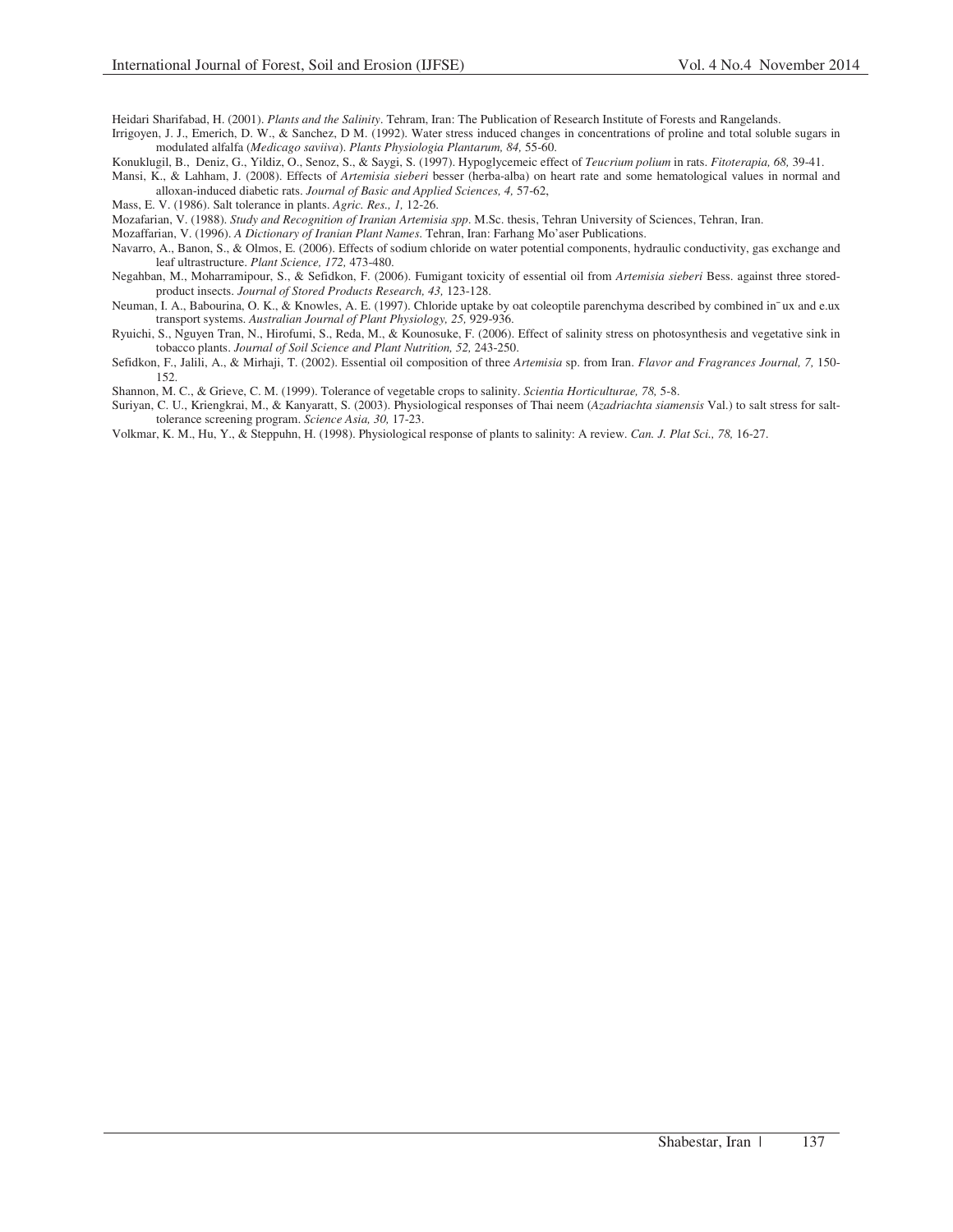Heidari Sharifabad, H. (2001). *Plants and the Salinity*. Tehram, Iran: The Publication of Research Institute of Forests and Rangelands.

Irrigoyen, J. J., Emerich, D. W., & Sanchez, D M. (1992). Water stress induced changes in concentrations of proline and total soluble sugars in modulated alfalfa (*Medicago saviiva*). *Plants Physiologia Plantarum, 84,* 55-60.

Konuklugil, B., Deniz, G., Yildiz, O., Senoz, S., & Saygi, S. (1997). Hypoglycemeic effect of *Teucrium polium* in rats. *Fitoterapia, 68,* 39-41.

Mansi, K., & Lahham, J. (2008). Effects of *Artemisia sieberi* besser (herba-alba) on heart rate and some hematological values in normal and alloxan-induced diabetic rats. *Journal of Basic and Applied Sciences, 4,* 57-62,

Mass, E. V. (1986). Salt tolerance in plants. *Agric. Res., 1,* 12-26.

Mozafarian, V. (1988). *Study and Recognition of Iranian Artemisia spp*. M.Sc. thesis, Tehran University of Sciences, Tehran, Iran.

Mozaffarian, V. (1996). *A Dictionary of Iranian Plant Names*. Tehran, Iran: Farhang Mo'aser Publications.

Navarro, A., Banon, S., & Olmos, E. (2006). Effects of sodium chloride on water potential components, hydraulic conductivity, gas exchange and leaf ultrastructure. *Plant Science, 172,* 473-480.

Negahban, M., Moharramipour, S., & Sefidkon, F. (2006). Fumigant toxicity of essential oil from *Artemisia sieberi* Bess. against three stored-product insects. *Journal of Stored Products Research, 43,* 123-128.

Neuman, I. A., Babourina, O. K., & Knowles, A. E. (1997). Chloride uptake by oat coleoptile parenchyma described by combined in¯ux and e.ux transport systems. *Australian Journal of Plant Physiology, 25,* 929-936.

Ryuichi, S., Nguyen Tran, N., Hirofumi, S., Reda, M., & Kounosuke, F. (2006). Effect of salinity stress on photosynthesis and vegetative sink in tobacco plants. *Journal of Soil Science and Plant Nutrition, 52,* 243-250.

Sefidkon, F., Jalili, A., & Mirhaji, T. (2002). Essential oil composition of three *Artemisia* sp. from Iran. *Flavor and Fragrances Journal, 7,* 150-152.

Shannon, M. C., & Grieve, C. M. (1999). Tolerance of vegetable crops to salinity. *Scientia Horticulturae, 78,* 5-8.

Suriyan, C. U., Kriengkrai, M., & Kanyaratt, S. (2003). Physiological responses of Thai neem (*Azadriachta siamensis* Val.) to salt stress for salt-tolerance screening program. *Science Asia, 30,* 17-23.

Volkmar, K. M., Hu, Y., & Steppuhn, H. (1998). Physiological response of plants to salinity: A review. *Can. J. Plat Sci., 78,* 16-27.